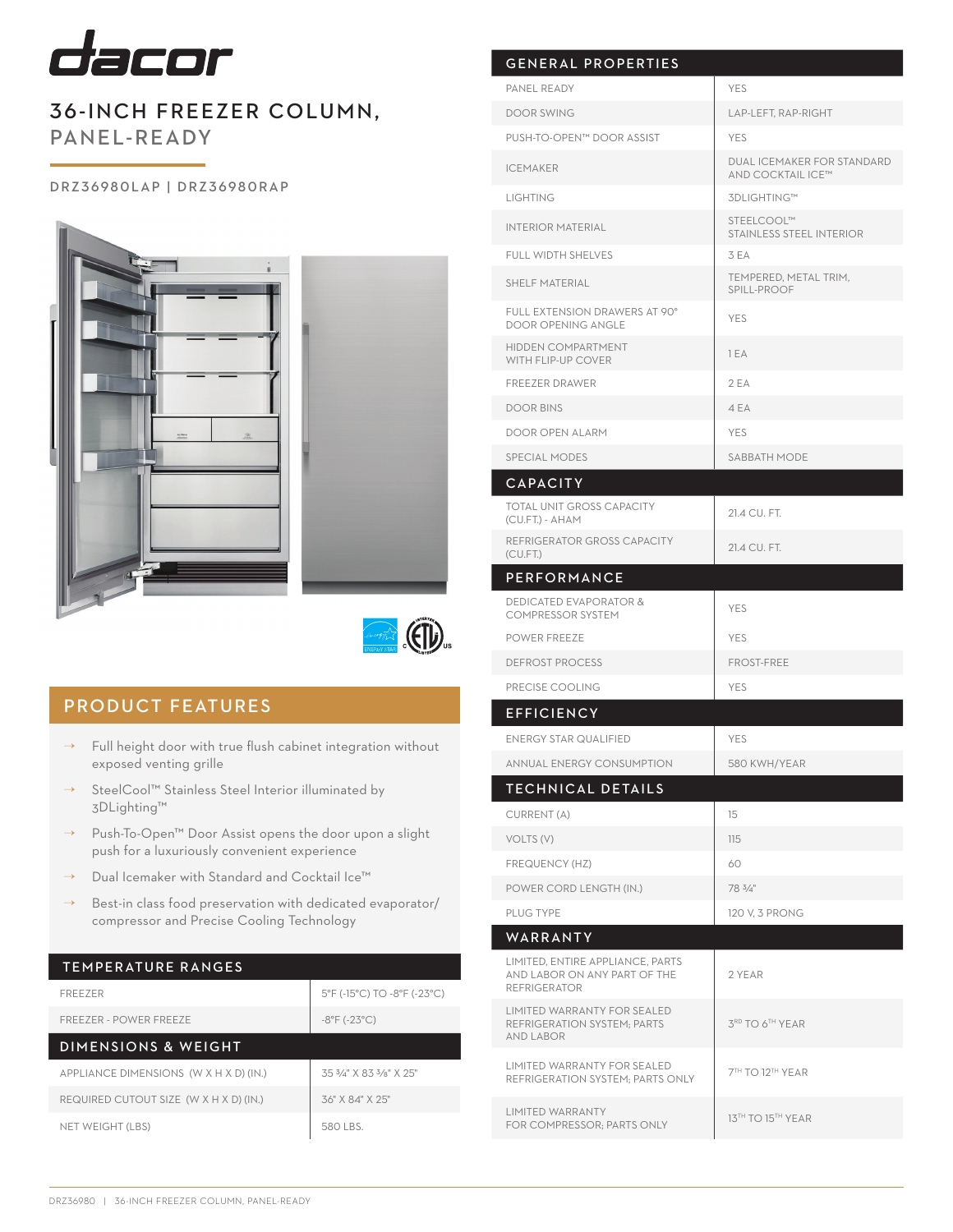# dacor

## 36-INCH FREEZER COLUMN, PANEL-READY

DRZ36980LAP | DRZ36980RAP

## PRODUCT FEATURES

- Full height door with true flush cabinet integration without exposed venting grille
- SteelCool™ Stainless Steel Interior illuminated by 3DLighting™
- Push-To-Open™ Door Assist opens the door upon a slight push for a luxuriously convenient experience
- Dual Icemaker with Standard and Cocktail Ice™
- Best-in class food preservation with dedicated evaporator/compressor and Precise Cooling Technology

| TEMPERATURE RANGES | |
|---|---|
| FREEZER | 5°F (-15°C) TO -8°F (-23°C) |
| FREEZER - POWER FREEZE | -8°F (-23°C) |

| DIMENSIONS & WEIGHT | |
|---|---|
| APPLIANCE DIMENSIONS (W X H X D) (IN.) | 35 ¾" X 83 ⅝" X 25" |
| REQUIRED CUTOUT SIZE (W X H X D) (IN.) | 36" X 84" X 25" |
| NET WEIGHT (LBS) | 580 LBS. |

| GENERAL PROPERTIES | |
|---|---|
| PANEL READY | YES |
| DOOR SWING | LAP-LEFT, RAP-RIGHT |
| PUSH-TO-OPEN™ DOOR ASSIST | YES |
| ICEMAKER | DUAL ICEMAKER FOR STANDARD AND COCKTAIL ICE™ |
| LIGHTING | 3DLIGHTING™ |
| INTERIOR MATERIAL | STEELCOOL™ STAINLESS STEEL INTERIOR |
| FULL WIDTH SHELVES | 3 EA |
| SHELF MATERIAL | TEMPERED, METAL TRIM, SPILL-PROOF |
| FULL EXTENSION DRAWERS AT 90° DOOR OPENING ANGLE | YES |
| HIDDEN COMPARTMENT WITH FLIP-UP COVER | 1 EA |
| FREEZER DRAWER | 2 EA |
| DOOR BINS | 4 EA |
| DOOR OPEN ALARM | YES |
| SPECIAL MODES | SABBATH MODE |

| CAPACITY | |
|---|---|
| TOTAL UNIT GROSS CAPACITY (CU.FT.) - AHAM | 21.4 CU. FT. |
| REFRIGERATOR GROSS CAPACITY (CU.FT.) | 21.4 CU. FT. |

| PERFORMANCE | |
|---|---|
| DEDICATED EVAPORATOR & COMPRESSOR SYSTEM | YES |
| POWER FREEZE | YES |
| DEFROST PROCESS | FROST-FREE |
| PRECISE COOLING | YES |

| EFFICIENCY | |
|---|---|
| ENERGY STAR QUALIFIED | YES |
| ANNUAL ENERGY CONSUMPTION | 580 KWH/YEAR |

| TECHNICAL DETAILS | |
|---|---|
| CURRENT (A) | 15 |
| VOLTS (V) | 115 |
| FREQUENCY (HZ) | 60 |
| POWER CORD LENGTH (IN.) | 78 ¾" |
| PLUG TYPE | 120 V, 3 PRONG |

| WARRANTY | |
|---|---|
| LIMITED, ENTIRE APPLIANCE, PARTS AND LABOR ON ANY PART OF THE REFRIGERATOR | 2 YEAR |
| LIMITED WARRANTY FOR SEALED REFRIGERATION SYSTEM; PARTS AND LABOR | 3RD TO 6TH YEAR |
| LIMITED WARRANTY FOR SEALED REFRIGERATION SYSTEM; PARTS ONLY | 7TH TO 12TH YEAR |
| LIMITED WARRANTY FOR COMPRESSOR; PARTS ONLY | 13TH TO 15TH YEAR |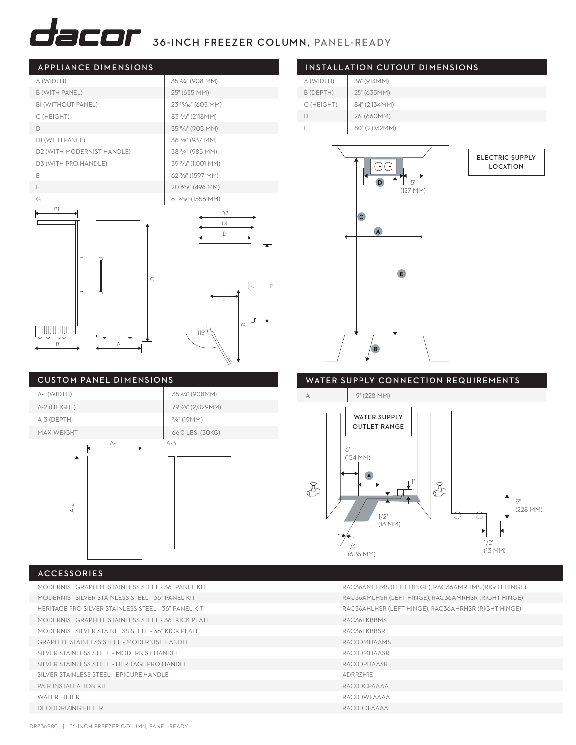# dacor 36-INCH FREEZER COLUMN, PANEL-READY

## APPLIANCE DIMENSIONS

| | |
|---|---|
| A (WIDTH) | 35 ¾" (908 MM) |
| B (WITH PANEL) | 25" (635 MM) |
| BI (WITHOUT PANEL) | 23 ¹³⁄₁₆" (605 MM) |
| C (HEIGHT) | 83 ⅜" (2118MM) |
| D | 35 ⅝" (905 MM) |
| DI (WITH PANEL) | 36 ⅞" (937 MM) |
| D2 (WITH MODERNIST HANDLE) | 38 ¾" (985 MM) |
| D3 (WITH PRO HANDLE) | 39 ⅜" (1,001 MM) |
| E | 62 ⅞" (1597 MM) |
| F | 20 ⁹⁄₁₆" (496 MM) |
| G | 61 ⁵⁄₁₆" (1556 MM) |

BI
B
A
C
D2
DI
D
E
F
G
115°

## INSTALLATION CUTOUT DIMENSIONS

| | |
|---|---|
| A (WIDTH) | 36" (914MM) |
| B (DEPTH) | 25" (635MM) |
| C (HEIGHT) | 84" (2,134MM) |
| D | 26" (660MM) |
| E | 80" (2,032MM) |

ELECTRIC SUPPLY LOCATION

D
5" (127 MM)
C
A
E
B

## CUSTOM PANEL DIMENSIONS

| | |
|---|---|
| A-1 (WIDTH) | 35 ¾" (908MM) |
| A-2 (HEIGHT) | 79 ⅞" (2,029MM) |
| A-3 (DEPTH) | ¾" (19MM) |
| MAX WEIGHT | 66.0 LBS. (30KG) |

A-1
A-3
A-2

## WATER SUPPLY CONNECTION REQUIREMENTS

| | |
|---|---|
| A | 9" (228 MM) |

WATER SUPPLY OUTLET RANGE

6" (154 MM)
A
1"
1/2" (13 MM)
1/4" (6.35 MM)
9" (228 MM)
1/2" (13 MM)

## ACCESSORIES

| | |
|---|---|
| MODERNIST GRAPHITE STAINLESS STEEL - 36" PANEL KIT | RAC36AMLHMS (LEFT HINGE), RAC36AMRHMS (RIGHT HINGE) |
| MODERNIST SILVER STAINLESS STEEL - 36" PANEL KIT | RAC36AMLHSR (LEFT HINGE), RAC36AMRHSR (RIGHT HINGE) |
| HERITAGE PRO SILVER STAINLESS STEEL - 36" PANEL KIT | RAC36AHLHSR (LEFT HINGE), RAC36AHRHSR (RIGHT HINGE) |
| MODERNIST GRAPHITE STAINLESS STEEL - 36" KICK PLATE | RAC36TKBBMS |
| MODERNIST SILVER STAINLESS STEEL - 36" KICK PLATE | RAC36TKBBSR |
| GRAPHITE STAINLESS STEEL - MODERNIST HANDLE | RAC00MHAAMS |
| SILVER STAINLESS STEEL - MODERNIST HANDLE | RAC00MHAASR |
| SILVER STAINLESS STEEL - HERITAGE PRO HANDLE | RAC00PHAASR |
| SILVER STAINLESS STEEL - EPICURE HANDLE | ADRRZH1E |
| PAIR INSTALLATION KIT | RAC00CPAAAA |
| WATER FILTER | RAC00WFAAAA |
| DEODORIZING FILTER | RAC00DFAAAA |

DRZ36980 | 36-INCH FREEZER COLUMN, PANEL-READY